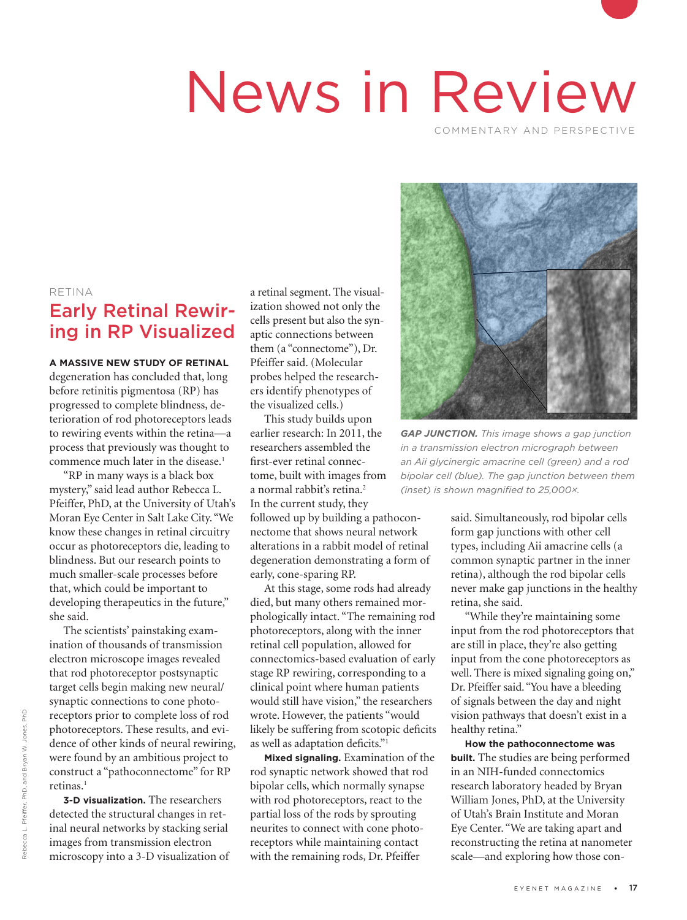# News in Review

COMMENTARY AND PERSPECTIVE

RETINA

## Early Retinal Rewiring in RP Visualized

**A MASSIVE NEW STUDY OF RETINAL** degeneration has concluded that, long before retinitis pigmentosa (RP) has progressed to complete blindness, deterioration of rod photoreceptors leads to rewiring events within the retina—a process that previously was thought to commence much later in the disease.[1]

"RP in many ways is a black box mystery," said lead author Rebecca L. Pfeiffer, PhD, at the University of Utah's Moran Eye Center in Salt Lake City. "We know these changes in retinal circuitry occur as photoreceptors die, leading to blindness. But our research points to much smaller-scale processes before that, which could be important to developing therapeutics in the future," she said.

The scientists' painstaking examination of thousands of transmission electron microscope images revealed that rod photoreceptor postsynaptic target cells begin making new neural/synaptic connections to cone photoreceptors prior to complete loss of rod photoreceptors. These results, and evidence of other kinds of neural rewiring, were found by an ambitious project to construct a "pathoconnectome" for RP retinas.[1]

**3-D visualization.** The researchers detected the structural changes in retinal neural networks by stacking serial images from transmission electron microscopy into a 3-D visualization of a retinal segment. The visualization showed not only the cells present but also the synaptic connections between them (a "connectome"), Dr. Pfeiffer said. (Molecular probes helped the researchers identify phenotypes of the visualized cells.)

This study builds upon earlier research: In 2011, the researchers assembled the first-ever retinal connectome, built with images from a normal rabbit's retina.[2] In the current study, they followed up by building a pathoconnectome that shows neural network alterations in a rabbit model of retinal degeneration demonstrating a form of early, cone-sparing RP.

At this stage, some rods had already died, but many others remained morphologically intact. "The remaining rod photoreceptors, along with the inner retinal cell population, allowed for connectomics-based evaluation of early stage RP rewiring, corresponding to a clinical point where human patients would still have vision," the researchers wrote. However, the patients "would likely be suffering from scotopic deficits as well as adaptation deficits."[1]

**Mixed signaling.** Examination of the rod synaptic network showed that rod bipolar cells, which normally synapse with rod photoreceptors, react to the partial loss of the rods by sprouting neurites to connect with cone photoreceptors while maintaining contact with the remaining rods, Dr. Pfeiffer said. Simultaneously, rod bipolar cells form gap junctions with other cell types, including Aii amacrine cells (a common synaptic partner in the inner retina), although the rod bipolar cells never make gap junctions in the healthy retina, she said.

*GAP JUNCTION. This image shows a gap junction in a transmission electron micrograph between an Aii glycinergic amacrine cell (green) and a rod bipolar cell (blue). The gap junction between them (inset) is shown magnified to 25,000×.*

Rebecca L. Pfeiffer, PhD, and Bryan W. Jones, PhD

"While they're maintaining some input from the rod photoreceptors that are still in place, they're also getting input from the cone photoreceptors as well. There is mixed signaling going on," Dr. Pfeiffer said. "You have a bleeding of signals between the day and night vision pathways that doesn't exist in a healthy retina."

**How the pathoconnectome was built.** The studies are being performed in an NIH-funded connectomics research laboratory headed by Bryan William Jones, PhD, at the University of Utah's Brain Institute and Moran Eye Center. "We are taking apart and reconstructing the retina at nanometer scale—and exploring how those con-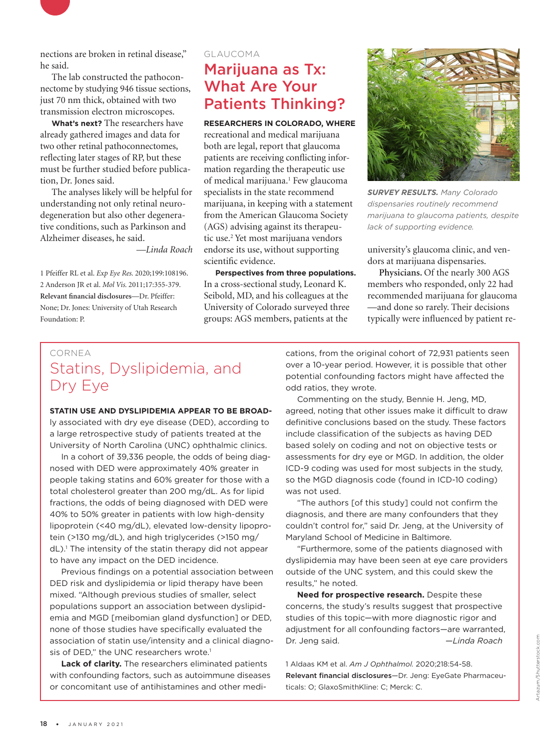nections are broken in retinal disease," he said.

The lab constructed the pathoconnectome by studying 946 tissue sections, just 70 nm thick, obtained with two transmission electron microscopes.

**What's next?** The researchers have already gathered images and data for two other retinal pathoconnectomes, reflecting later stages of RP, but these must be further studied before publication, Dr. Jones said.

The analyses likely will be helpful for understanding not only retinal neurodegeneration but also other degenerative conditions, such as Parkinson and Alzheimer diseases, he said.

*—Linda Roach*

1 Pfeiffer RL et al. *Exp Eye Res.* 2020;199:108196.
2 Anderson JR et al. *Mol Vis.* 2011;17:355-379.
**Relevant financial disclosures**—Dr. Pfeiffer: None; Dr. Jones: University of Utah Research Foundation: P.

GLAUCOMA

## Marijuana as Tx: What Are Your Patients Thinking?

**RESEARCHERS IN COLORADO, WHERE** recreational and medical marijuana both are legal, report that glaucoma patients are receiving conflicting information regarding the therapeutic use of medical marijuana.[1] Few glaucoma specialists in the state recommend marijuana, in keeping with a statement from the American Glaucoma Society (AGS) advising against its therapeutic use.[2] Yet most marijuana vendors endorse its use, without supporting scientific evidence.

**Perspectives from three populations.** In a cross-sectional study, Leonard K. Seibold, MD, and his colleagues at the University of Colorado surveyed three groups: AGS members, patients at the university's glaucoma clinic, and vendors at marijuana dispensaries.

*SURVEY RESULTS. Many Colorado dispensaries routinely recommend marijuana to glaucoma patients, despite lack of supporting evidence.*

**Physicians.** Of the nearly 300 AGS members who responded, only 22 had recommended marijuana for glaucoma—and done so rarely. Their decisions typically were influenced by patient re-

CORNEA

## Statins, Dyslipidemia, and Dry Eye

**STATIN USE AND DYSLIPIDEMIA APPEAR TO BE BROAD-**ly associated with dry eye disease (DED), according to a large retrospective study of patients treated at the University of North Carolina (UNC) ophthalmic clinics.

In a cohort of 39,336 people, the odds of being diagnosed with DED were approximately 40% greater in people taking statins and 60% greater for those with a total cholesterol greater than 200 mg/dL. As for lipid fractions, the odds of being diagnosed with DED were 40% to 50% greater in patients with low high-density lipoprotein (<40 mg/dL), elevated low-density lipoprotein (>130 mg/dL), and high triglycerides (>150 mg/dL).[1] The intensity of the statin therapy did not appear to have any impact on the DED incidence.

Previous findings on a potential association between DED risk and dyslipidemia or lipid therapy have been mixed. "Although previous studies of smaller, select populations support an association between dyslipidemia and MGD [meibomian gland dysfunction] or DED, none of those studies have specifically evaluated the association of statin use/intensity and a clinical diagnosis of DED," the UNC researchers wrote.[1]

**Lack of clarity.** The researchers eliminated patients with confounding factors, such as autoimmune diseases or concomitant use of antihistamines and other medications, from the original cohort of 72,931 patients seen over a 10-year period. However, it is possible that other potential confounding factors might have affected the odd ratios, they wrote.

Commenting on the study, Bennie H. Jeng, MD, agreed, noting that other issues make it difficult to draw definitive conclusions based on the study. These factors include classification of the subjects as having DED based solely on coding and not on objective tests or assessments for dry eye or MGD. In addition, the older ICD-9 coding was used for most subjects in the study, so the MGD diagnosis code (found in ICD-10 coding) was not used.

"The authors [of this study] could not confirm the diagnosis, and there are many confounders that they couldn't control for," said Dr. Jeng, at the University of Maryland School of Medicine in Baltimore.

"Furthermore, some of the patients diagnosed with dyslipidemia may have been seen at eye care providers outside of the UNC system, and this could skew the results," he noted.

**Need for prospective research.** Despite these concerns, the study's results suggest that prospective studies of this topic—with more diagnostic rigor and adjustment for all confounding factors—are warranted, Dr. Jeng said.

*—Linda Roach*

1 Aldaas KM et al. *Am J Ophthalmol.* 2020;218:54-58.
**Relevant financial disclosures**—Dr. Jeng: EyeGate Pharmaceuticals: O; GlaxoSmithKline: C; Merck: C.

Artazum/Shutterstock.com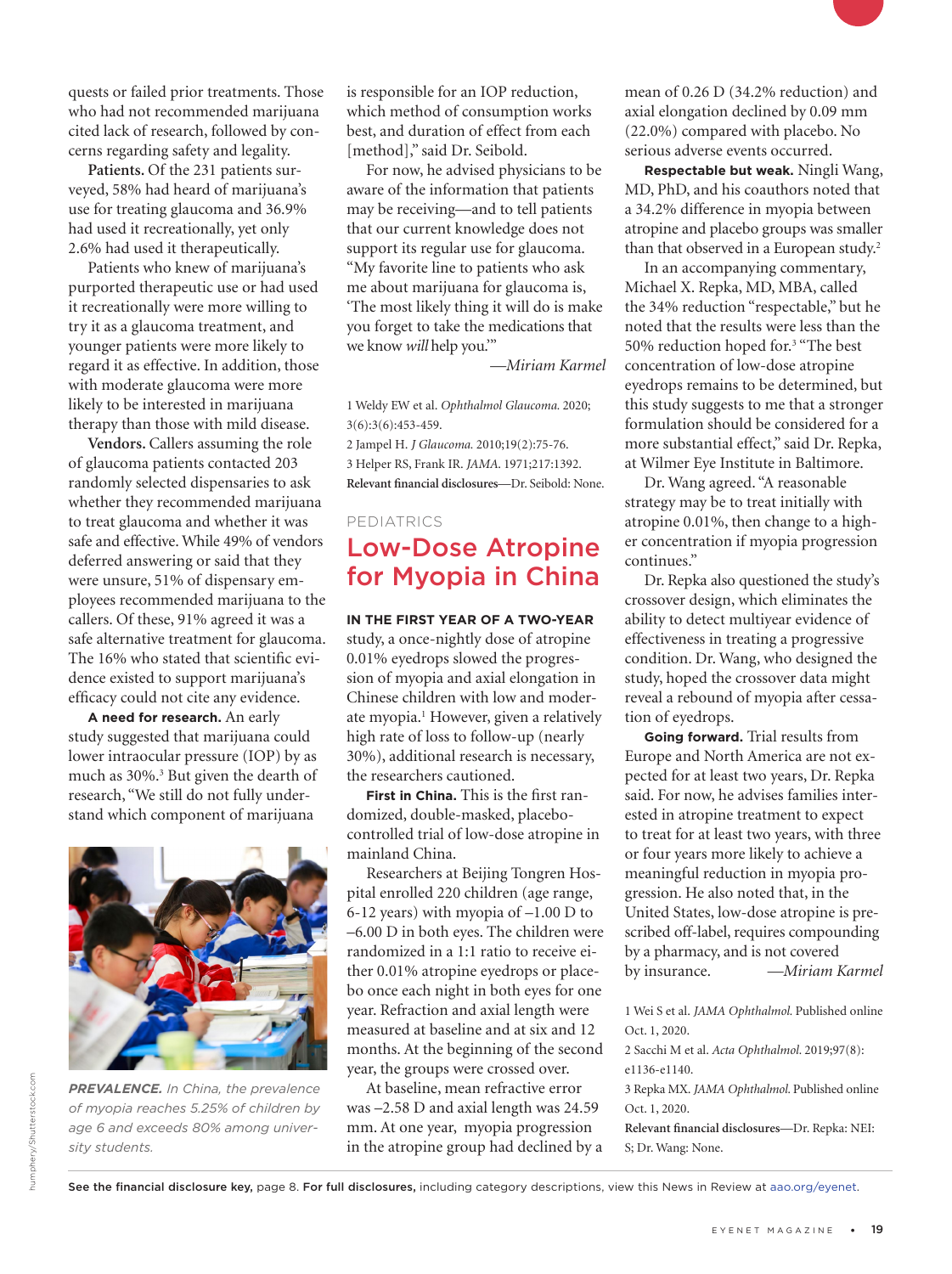quests or failed prior treatments. Those who had not recommended marijuana cited lack of research, followed by concerns regarding safety and legality.

**Patients.** Of the 231 patients surveyed, 58% had heard of marijuana's use for treating glaucoma and 36.9% had used it recreationally, yet only 2.6% had used it therapeutically.

Patients who knew of marijuana's purported therapeutic use or had used it recreationally were more willing to try it as a glaucoma treatment, and younger patients were more likely to regard it as effective. In addition, those with moderate glaucoma were more likely to be interested in marijuana therapy than those with mild disease.

**Vendors.** Callers assuming the role of glaucoma patients contacted 203 randomly selected dispensaries to ask whether they recommended marijuana to treat glaucoma and whether it was safe and effective. While 49% of vendors deferred answering or said that they were unsure, 51% of dispensary employees recommended marijuana to the callers. Of these, 91% agreed it was a safe alternative treatment for glaucoma. The 16% who stated that scientific evidence existed to support marijuana's efficacy could not cite any evidence.

**A need for research.** An early study suggested that marijuana could lower intraocular pressure (IOP) by as much as 30%.[3] But given the dearth of research, "We still do not fully understand which component of marijuana is responsible for an IOP reduction, which method of consumption works best, and duration of effect from each [method]," said Dr. Seibold.

For now, he advised physicians to be aware of the information that patients may be receiving—and to tell patients that our current knowledge does not support its regular use for glaucoma. "My favorite line to patients who ask me about marijuana for glaucoma is, 'The most likely thing it will do is make you forget to take the medications that we know *will* help you.'"

*—Miriam Karmel*

1 Weldy EW et al. *Ophthalmol Glaucoma.* 2020;3(6):3(6):453-459.

2 Jampel H. *J Glaucoma.* 2010;19(2):75-76.

3 Helper RS, Frank IR. *JAMA.* 1971;217:1392.

**Relevant financial disclosures**—Dr. Seibold: None.

PEDIATRICS

## Low-Dose Atropine for Myopia in China

**IN THE FIRST YEAR OF A TWO-YEAR** study, a once-nightly dose of atropine 0.01% eyedrops slowed the progression of myopia and axial elongation in Chinese children with low and moderate myopia.[1] However, given a relatively high rate of loss to follow-up (nearly 30%), additional research is necessary, the researchers cautioned.

**First in China.** This is the first randomized, double-masked, placebo-controlled trial of low-dose atropine in mainland China.

Researchers at Beijing Tongren Hospital enrolled 220 children (age range, 6-12 years) with myopia of –1.00 D to –6.00 D in both eyes. The children were randomized in a 1:1 ratio to receive either 0.01% atropine eyedrops or placebo once each night in both eyes for one year. Refraction and axial length were measured at baseline and at six and 12 months. At the beginning of the second year, the groups were crossed over.

At baseline, mean refractive error was –2.58 D and axial length was 24.59 mm. At one year, myopia progression in the atropine group had declined by a mean of 0.26 D (34.2% reduction) and axial elongation declined by 0.09 mm (22.0%) compared with placebo. No serious adverse events occurred.

**Respectable but weak.** Ningli Wang, MD, PhD, and his coauthors noted that a 34.2% difference in myopia between atropine and placebo groups was smaller than that observed in a European study.[2]

In an accompanying commentary, Michael X. Repka, MD, MBA, called the 34% reduction "respectable," but he noted that the results were less than the 50% reduction hoped for.[3] "The best concentration of low-dose atropine eyedrops remains to be determined, but this study suggests to me that a stronger formulation should be considered for a more substantial effect," said Dr. Repka, at Wilmer Eye Institute in Baltimore.

Dr. Wang agreed. "A reasonable strategy may be to treat initially with atropine 0.01%, then change to a higher concentration if myopia progression continues."

Dr. Repka also questioned the study's crossover design, which eliminates the ability to detect multiyear evidence of effectiveness in treating a progressive condition. Dr. Wang, who designed the study, hoped the crossover data might reveal a rebound of myopia after cessation of eyedrops.

**Going forward.** Trial results from Europe and North America are not expected for at least two years, Dr. Repka said. For now, he advises families interested in atropine treatment to expect to treat for at least two years, with three or four years more likely to achieve a meaningful reduction in myopia progression. He also noted that, in the United States, low-dose atropine is prescribed off-label, requires compounding by a pharmacy, and is not covered by insurance.

*—Miriam Karmel*

1 Wei S et al. *JAMA Ophthalmol.* Published online Oct. 1, 2020.

2 Sacchi M et al. *Acta Ophthalmol.* 2019;97(8):e1136-e1140.

3 Repka MX. *JAMA Ophthalmol.* Published online Oct. 1, 2020.

**Relevant financial disclosures**—Dr. Repka: NEI: S; Dr. Wang: None.

***PREVALENCE.*** *In China, the prevalence of myopia reaches 5.25% of children by age 6 and exceeds 80% among university students.*

humphery/Shutterstock.com

**See the financial disclosure key,** page 8. **For full disclosures,** including category descriptions, view this News in Review at aao.org/eyenet.